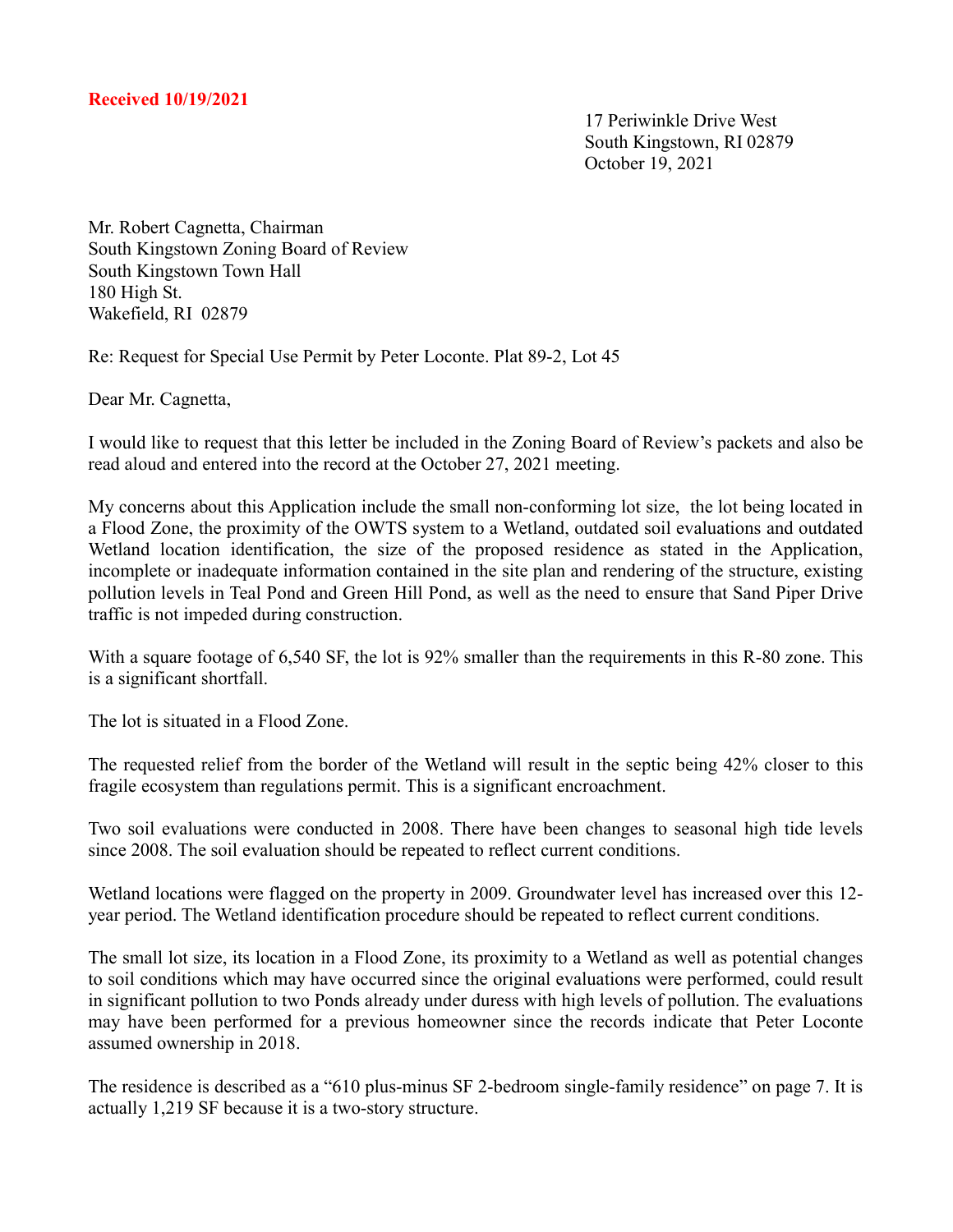**Received 10/19/2021**

17 Periwinkle Drive West
South Kingstown, RI 02879
October 19, 2021

Mr. Robert Cagnetta, Chairman
South Kingstown Zoning Board of Review
South Kingstown Town Hall
180 High St.
Wakefield, RI 02879

Re: Request for Special Use Permit by Peter Loconte. Plat 89-2, Lot 45

Dear Mr. Cagnetta,

I would like to request that this letter be included in the Zoning Board of Review's packets and also be read aloud and entered into the record at the October 27, 2021 meeting.

My concerns about this Application include the small non-conforming lot size, the lot being located in a Flood Zone, the proximity of the OWTS system to a Wetland, outdated soil evaluations and outdated Wetland location identification, the size of the proposed residence as stated in the Application, incomplete or inadequate information contained in the site plan and rendering of the structure, existing pollution levels in Teal Pond and Green Hill Pond, as well as the need to ensure that Sand Piper Drive traffic is not impeded during construction.

With a square footage of 6,540 SF, the lot is 92% smaller than the requirements in this R-80 zone. This is a significant shortfall.

The lot is situated in a Flood Zone.

The requested relief from the border of the Wetland will result in the septic being 42% closer to this fragile ecosystem than regulations permit. This is a significant encroachment.

Two soil evaluations were conducted in 2008. There have been changes to seasonal high tide levels since 2008. The soil evaluation should be repeated to reflect current conditions.

Wetland locations were flagged on the property in 2009. Groundwater level has increased over this 12-year period. The Wetland identification procedure should be repeated to reflect current conditions.

The small lot size, its location in a Flood Zone, its proximity to a Wetland as well as potential changes to soil conditions which may have occurred since the original evaluations were performed, could result in significant pollution to two Ponds already under duress with high levels of pollution. The evaluations may have been performed for a previous homeowner since the records indicate that Peter Loconte assumed ownership in 2018.

The residence is described as a "610 plus-minus SF 2-bedroom single-family residence" on page 7. It is actually 1,219 SF because it is a two-story structure.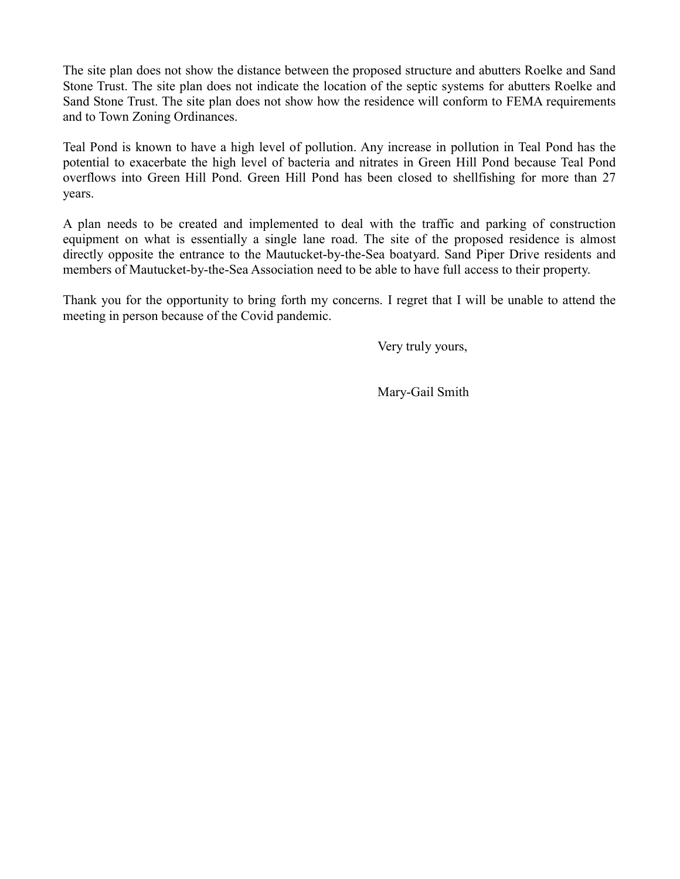The site plan does not show the distance between the proposed structure and abutters Roelke and Sand Stone Trust. The site plan does not indicate the location of the septic systems for abutters Roelke and Sand Stone Trust. The site plan does not show how the residence will conform to FEMA requirements and to Town Zoning Ordinances.

Teal Pond is known to have a high level of pollution. Any increase in pollution in Teal Pond has the potential to exacerbate the high level of bacteria and nitrates in Green Hill Pond because Teal Pond overflows into Green Hill Pond. Green Hill Pond has been closed to shellfishing for more than 27 years.

A plan needs to be created and implemented to deal with the traffic and parking of construction equipment on what is essentially a single lane road. The site of the proposed residence is almost directly opposite the entrance to the Mautucket-by-the-Sea boatyard. Sand Piper Drive residents and members of Mautucket-by-the-Sea Association need to be able to have full access to their property.

Thank you for the opportunity to bring forth my concerns. I regret that I will be unable to attend the meeting in person because of the Covid pandemic.

Very truly yours,

Mary-Gail Smith